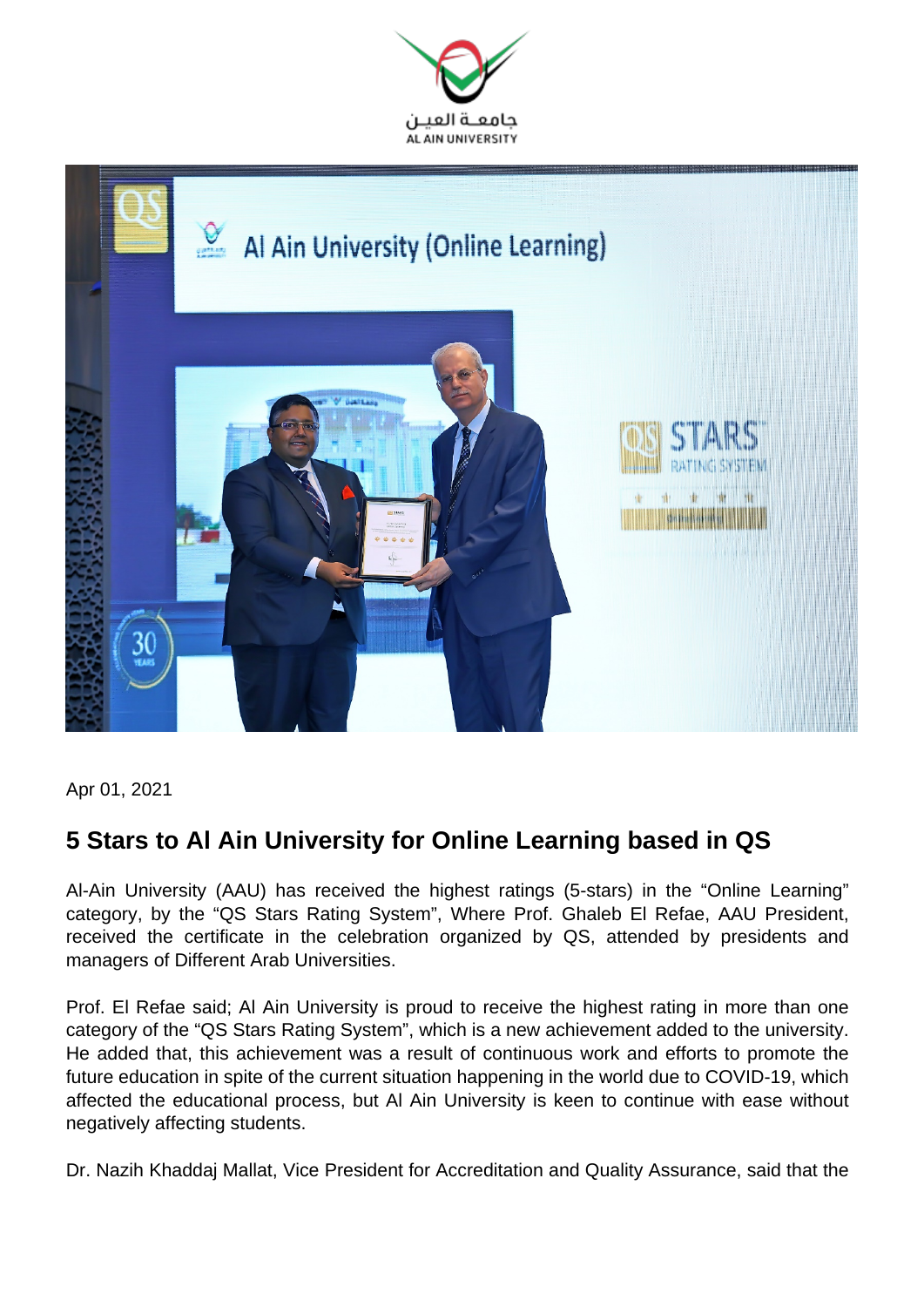Apr 01, 2021

## 5 Stars to Al Ain University for Online Learning based in QS

Al-Ain University (AAU) has received the highest ratings (5-stars) in the “Online Learning” category, by the “QS Stars Rating System”, Where Prof. Ghaleb El Refae, AAU President, received the certificate in the celebration organized by QS, attended by presidents and managers of Different Arab Universities.

Prof. El Refae said; Al Ain University is proud to receive the highest rating in more than one category of the “QS Stars Rating System”, which is a new achievement added to the university. He added that, this achievement was a result of continuous work and efforts to promote the future education in spite of the current situation happening in the world due to COVID-19, which affected the educational process, but Al Ain University is keen to continue with ease without negatively affecting students.

Dr. Nazih Khaddaj Mallat, Vice President for Accreditation and Quality Assurance, said that the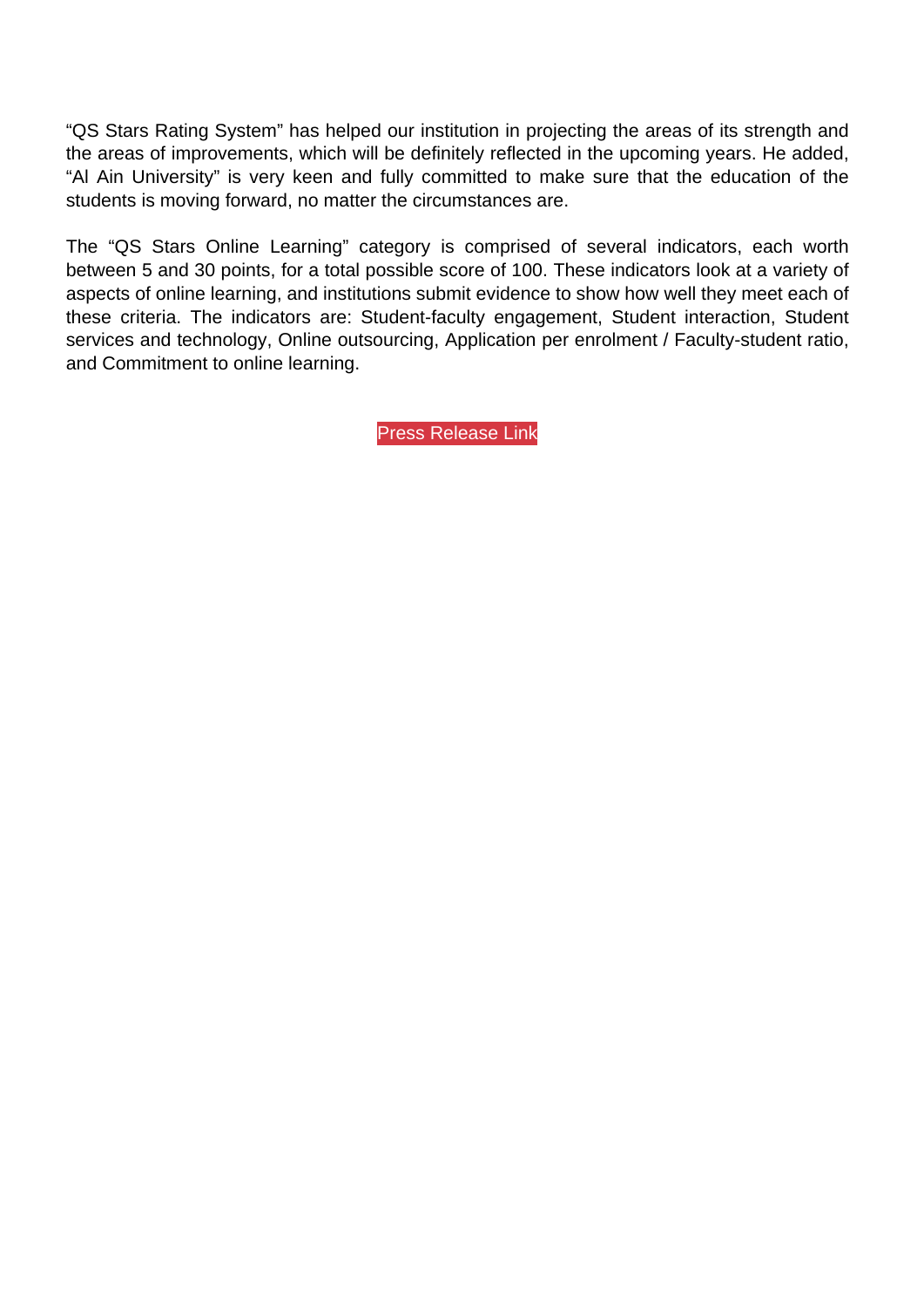“QS Stars Rating System” has helped our institution in projecting the areas of its strength and the areas of improvements, which will be definitely reflected in the upcoming years. He added, “Al Ain University” is very keen and fully committed to make sure that the education of the students is moving forward, no matter the circumstances are.

The “QS Stars Online Learning” category is comprised of several indicators, each worth between 5 and 30 points, for a total possible score of 100. These indicators look at a variety of aspects of online learning, and institutions submit evidence to show how well they meet each of these criteria. The indicators are: Student-faculty engagement, Student interaction, Student services and technology, Online outsourcing, Application per enrolment / Faculty-student ratio, and Commitment to online learning.

Press Release Link